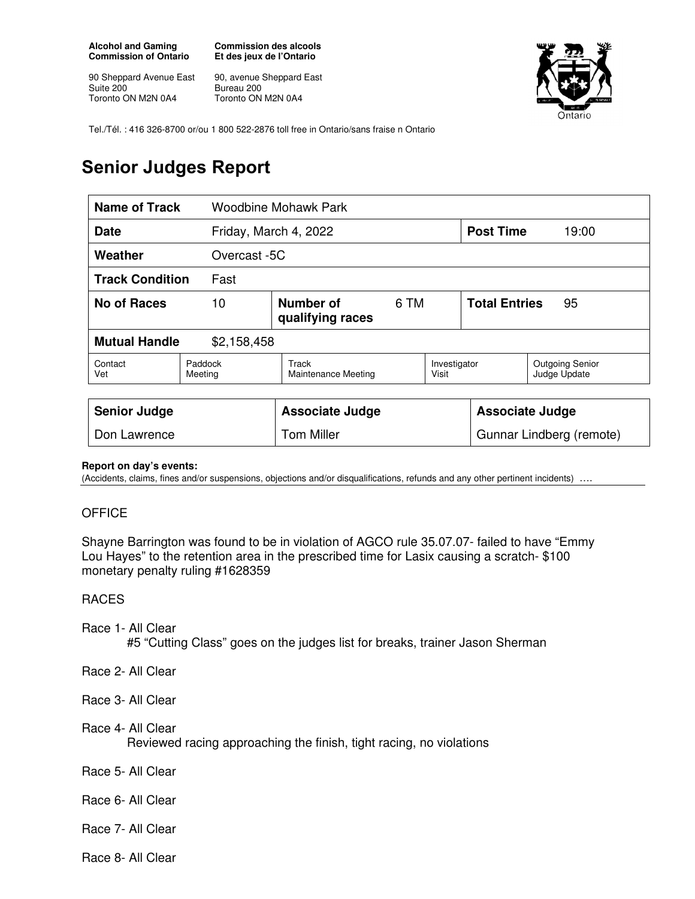**Alcohol and Gaming Commission of Ontario**

90 Sheppard Avenue East
Suite 200
Toronto ON M2N 0A4

**Commission des alcools Et des jeux de l'Ontario**

90, avenue Sheppard East
Bureau 200
Toronto ON M2N 0A4

Tel./Tél. : 416 326-8700 or/ou 1 800 522-2876 toll free in Ontario/sans fraise n Ontario

# Senior Judges Report

| **Name of Track** | Woodbine Mohawk Park | | | | |
|---|---|---|---|---|---|
| **Date** | Friday, March 4, 2022 | | | **Post Time** | 19:00 |
| **Weather** | Overcast -5C | | | | |
| **Track Condition** | Fast | | | | |
| **No of Races** | 10 | **Number of qualifying races** | 6 TM | **Total Entries** | 95 |
| **Mutual Handle** | $2,158,458 | | | | |

| Contact Vet | Paddock Meeting | Track Maintenance Meeting | Investigator Visit | Outgoing Senior Judge Update |
|---|---|---|---|---|

| **Senior Judge** | **Associate Judge** | **Associate Judge** |
|---|---|---|
| Don Lawrence | Tom Miller | Gunnar Lindberg (remote) |

**Report on day's events:**
(Accidents, claims, fines and/or suspensions, objections and/or disqualifications, refunds and any other pertinent incidents) ….

OFFICE

Shayne Barrington was found to be in violation of AGCO rule 35.07.07- failed to have "Emmy Lou Hayes" to the retention area in the prescribed time for Lasix causing a scratch- $100 monetary penalty ruling #1628359

RACES

Race 1- All Clear
  #5 "Cutting Class" goes on the judges list for breaks, trainer Jason Sherman

Race 2- All Clear

Race 3- All Clear

Race 4- All Clear
  Reviewed racing approaching the finish, tight racing, no violations

Race 5- All Clear

Race 6- All Clear

Race 7- All Clear

Race 8- All Clear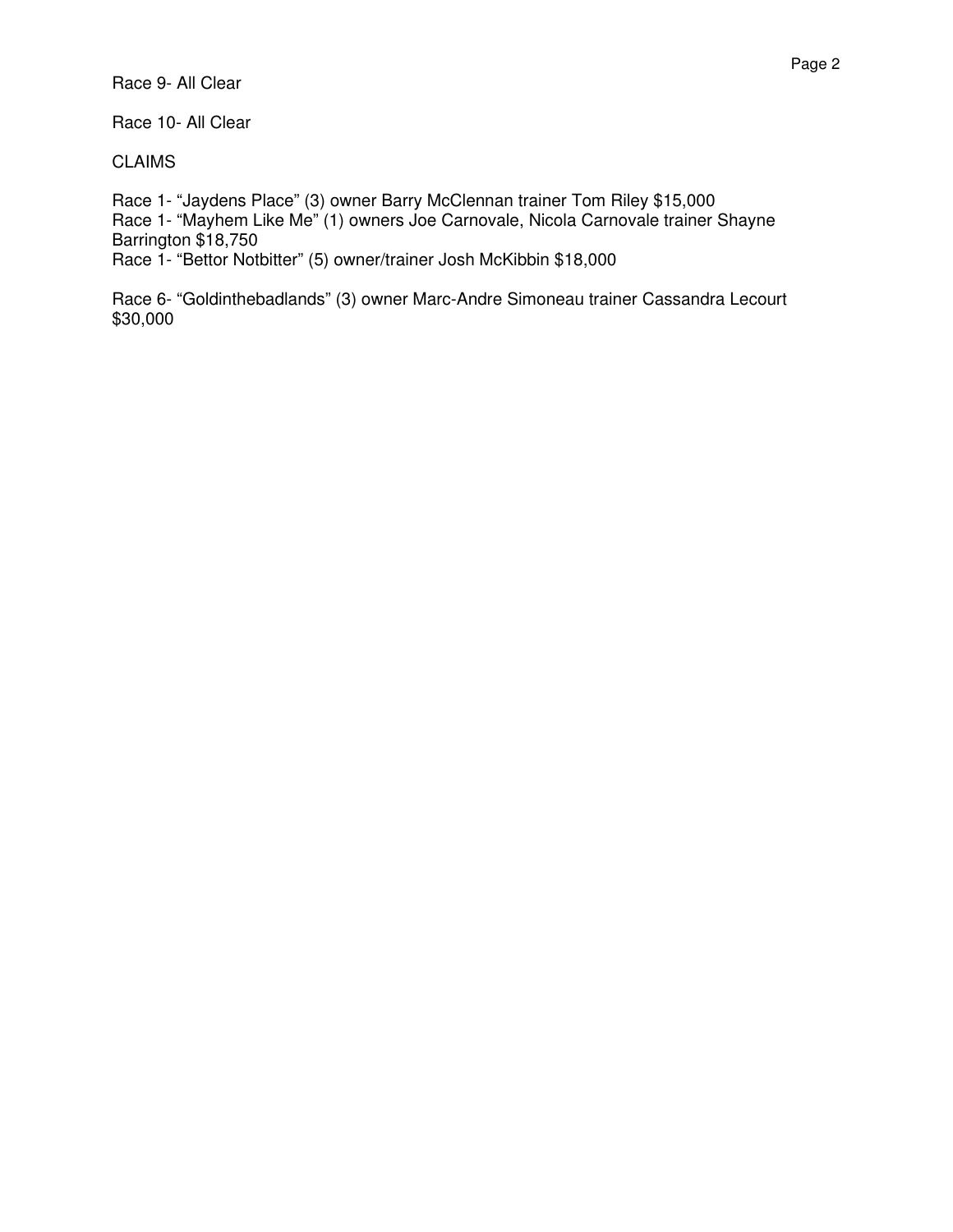Race 9- All Clear

Race 10- All Clear

CLAIMS

Race 1- “Jaydens Place” (3) owner Barry McClennan trainer Tom Riley $15,000
Race 1- “Mayhem Like Me” (1) owners Joe Carnovale, Nicola Carnovale trainer Shayne Barrington $18,750
Race 1- “Bettor Notbitter” (5) owner/trainer Josh McKibbin $18,000

Race 6- “Goldinthebadlands” (3) owner Marc-Andre Simoneau trainer Cassandra Lecourt $30,000